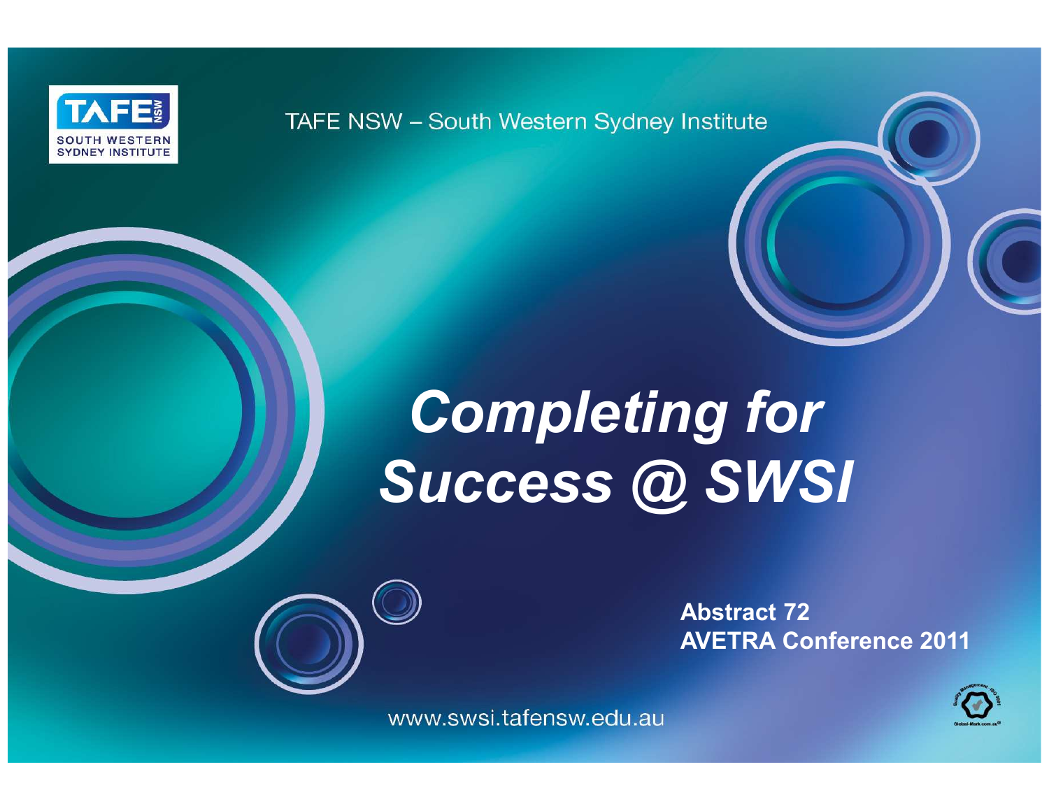TAFE NSW – South Western Sydney Institute

# Completing for Success @ SWSI

**Abstract 72**
**AVETRA Conference 2011**

www.swsi.tafensw.edu.au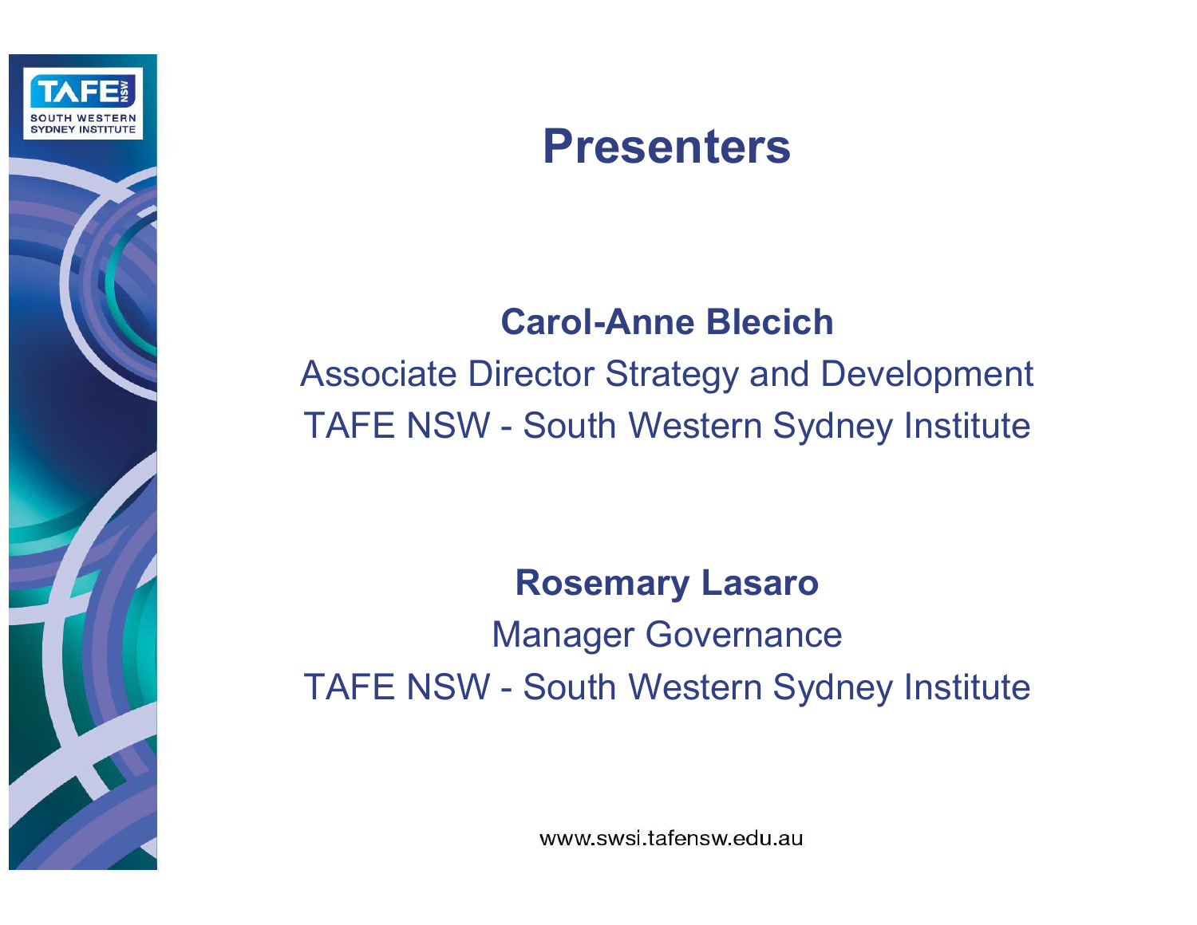# Presenters

**Carol-Anne Blecich**

Associate Director Strategy and Development

TAFE NSW - South Western Sydney Institute

**Rosemary Lasaro**

Manager Governance

TAFE NSW - South Western Sydney Institute

www.swsi.tafensw.edu.au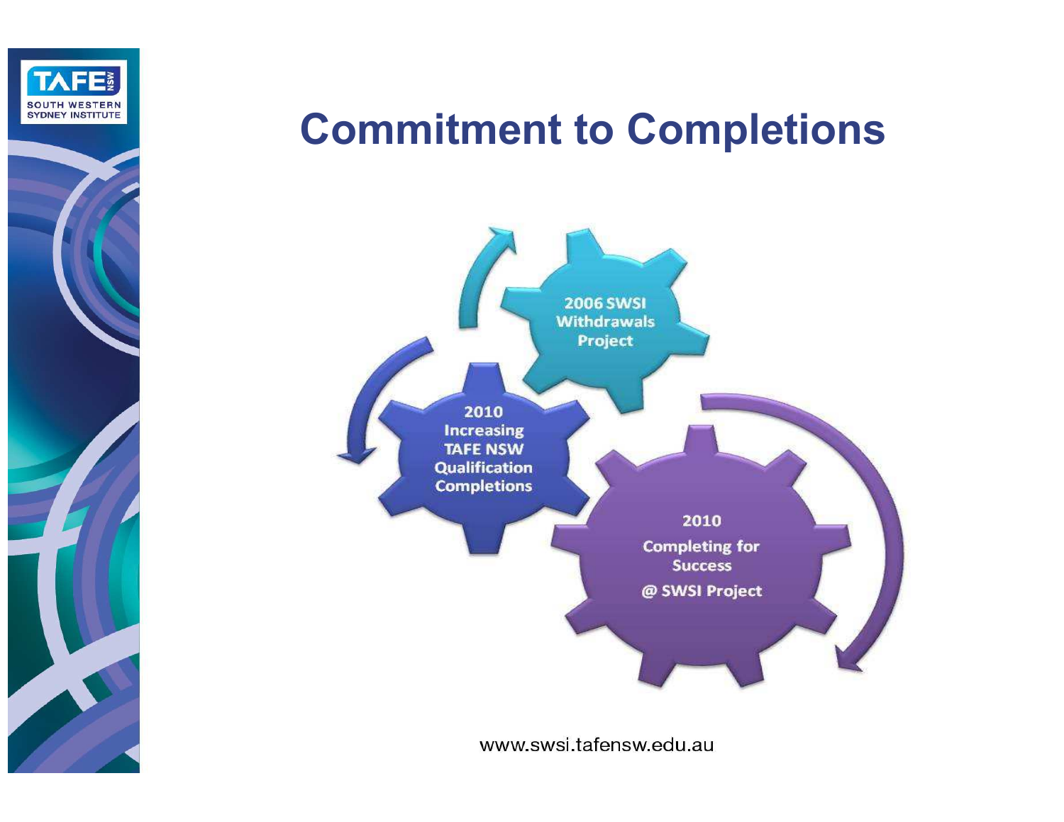# Commitment to Completions

2006 SWSI Withdrawals Project

2010 Increasing TAFE NSW Qualification Completions

2010 Completing for Success @ SWSI Project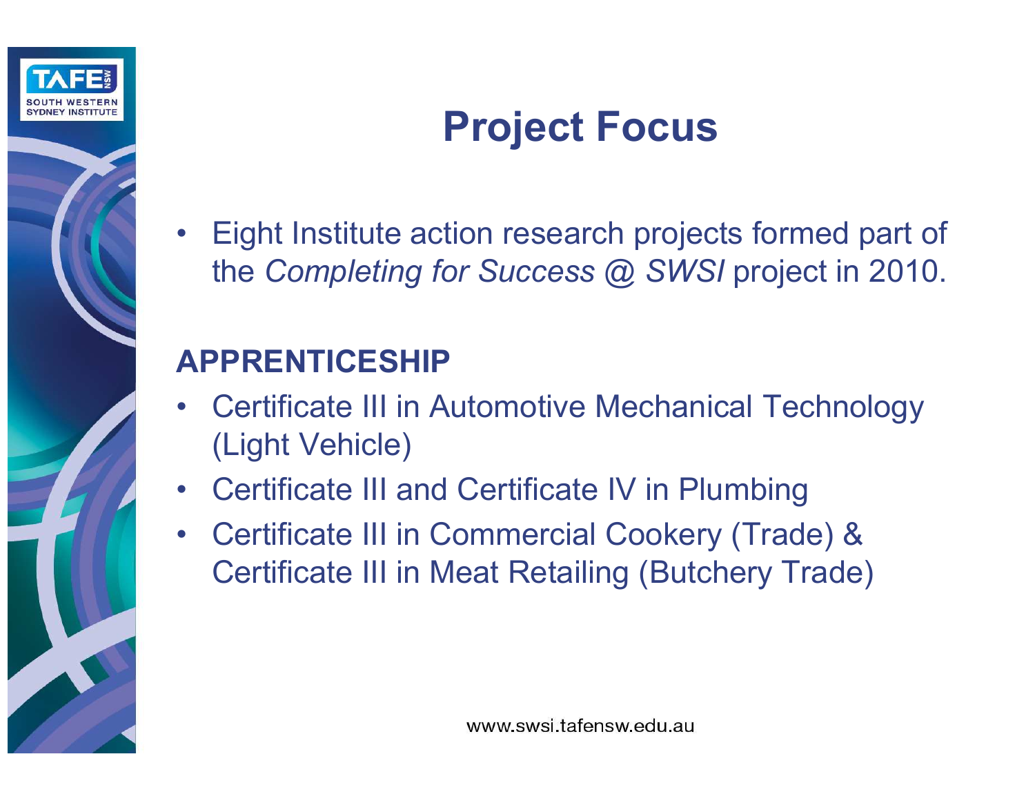# Project Focus

- Eight Institute action research projects formed part of the *Completing for Success @ SWSI* project in 2010.

## APPRENTICESHIP

- Certificate III in Automotive Mechanical Technology (Light Vehicle)
- Certificate III and Certificate IV in Plumbing
- Certificate III in Commercial Cookery (Trade) & Certificate III in Meat Retailing (Butchery Trade)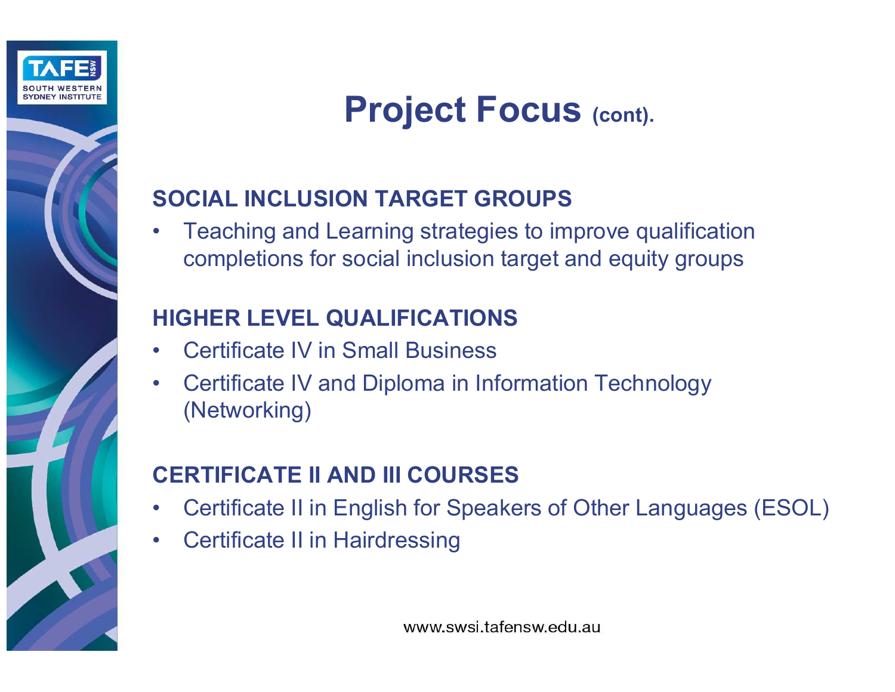# Project Focus (cont).

## SOCIAL INCLUSION TARGET GROUPS

- Teaching and Learning strategies to improve qualification completions for social inclusion target and equity groups

## HIGHER LEVEL QUALIFICATIONS

- Certificate IV in Small Business
- Certificate IV and Diploma in Information Technology (Networking)

## CERTIFICATE II AND III COURSES

- Certificate II in English for Speakers of Other Languages (ESOL)
- Certificate II in Hairdressing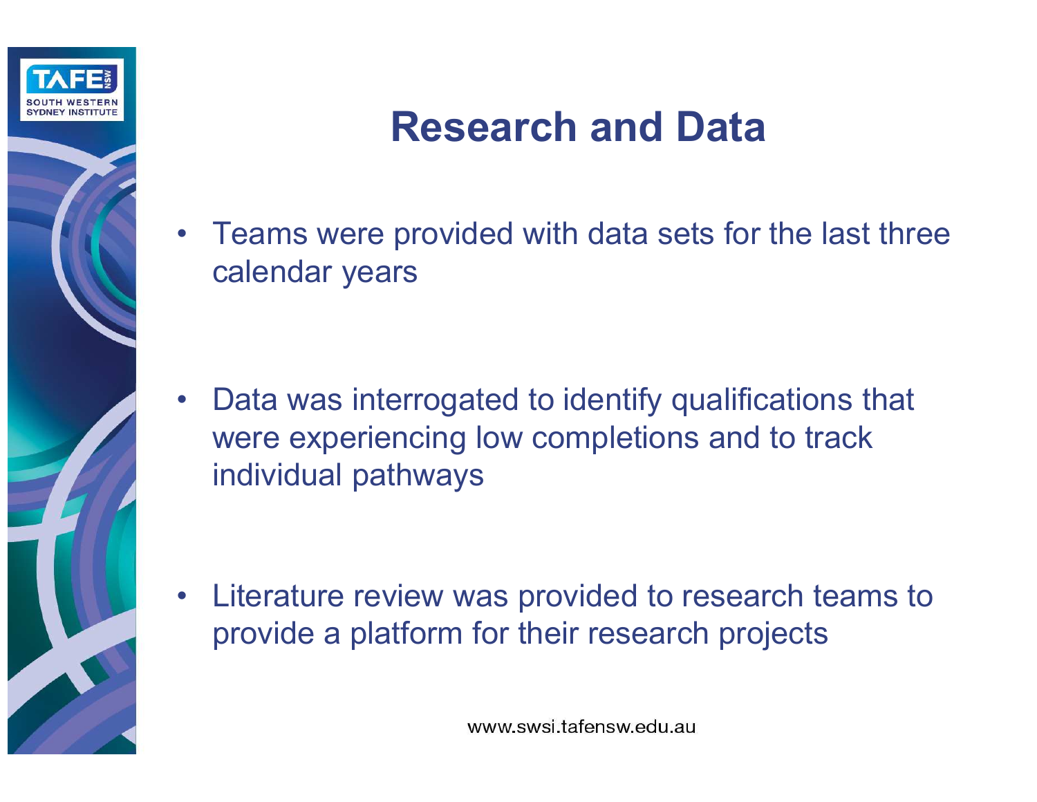# Research and Data

- Teams were provided with data sets for the last three calendar years
- Data was interrogated to identify qualifications that were experiencing low completions and to track individual pathways
- Literature review was provided to research teams to provide a platform for their research projects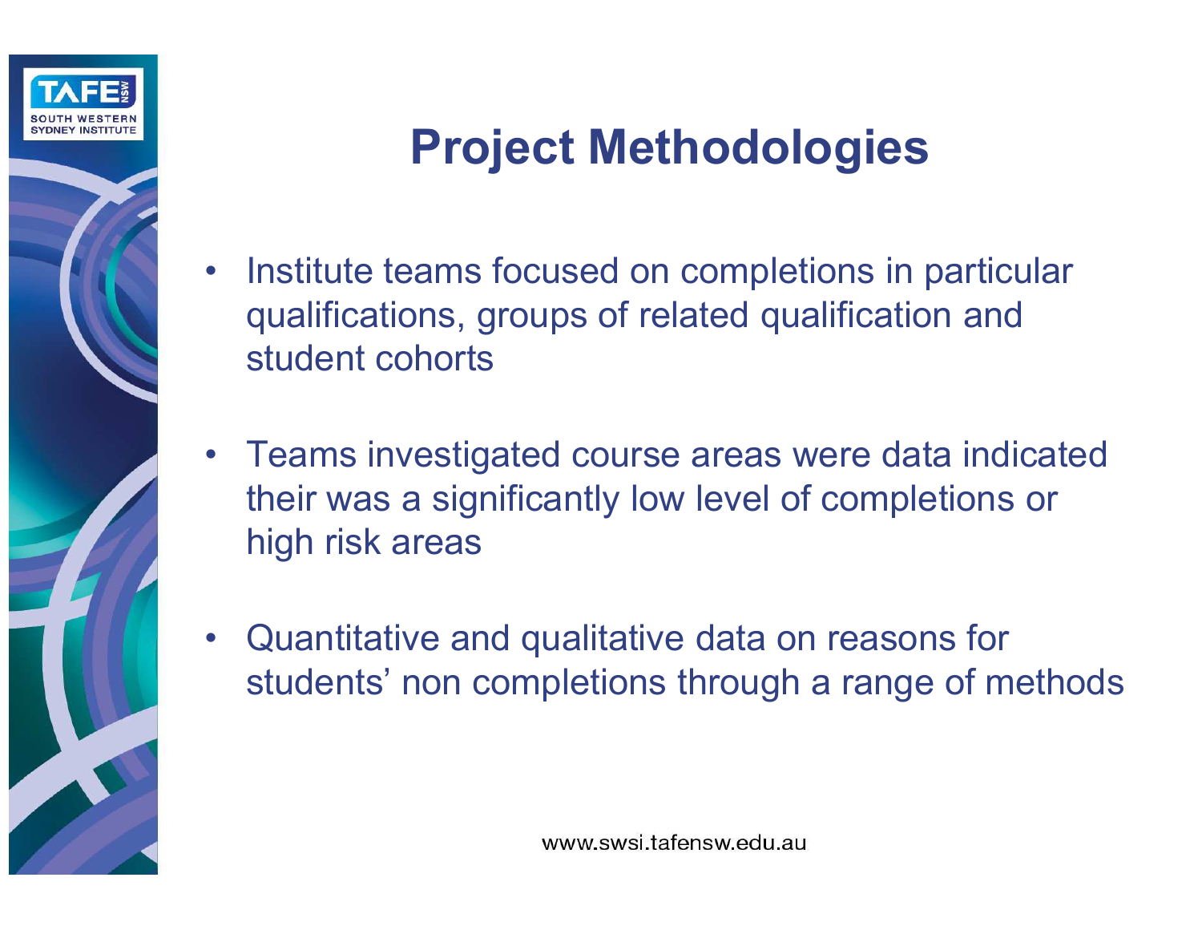# Project Methodologies

- Institute teams focused on completions in particular qualifications, groups of related qualification and student cohorts
- Teams investigated course areas were data indicated their was a significantly low level of completions or high risk areas
- Quantitative and qualitative data on reasons for students' non completions through a range of methods

www.swsi.tafensw.edu.au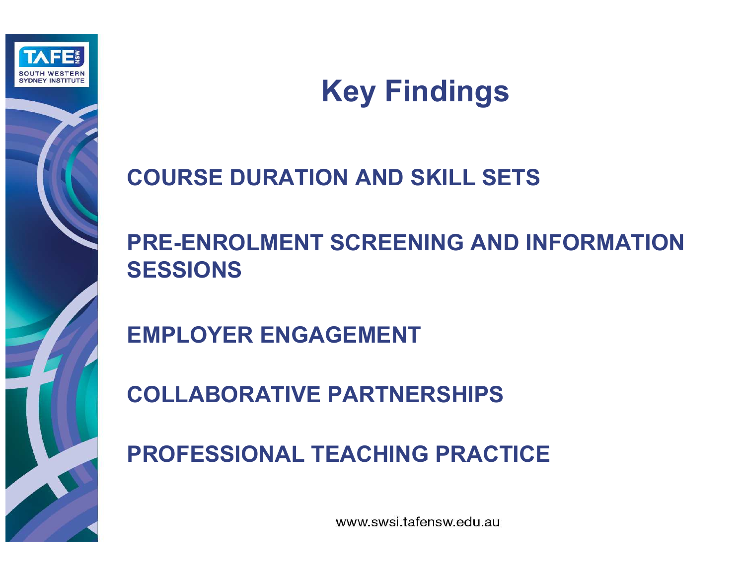# Key Findings

**COURSE DURATION AND SKILL SETS**

**PRE-ENROLMENT SCREENING AND INFORMATION SESSIONS**

**EMPLOYER ENGAGEMENT**

**COLLABORATIVE PARTNERSHIPS**

**PROFESSIONAL TEACHING PRACTICE**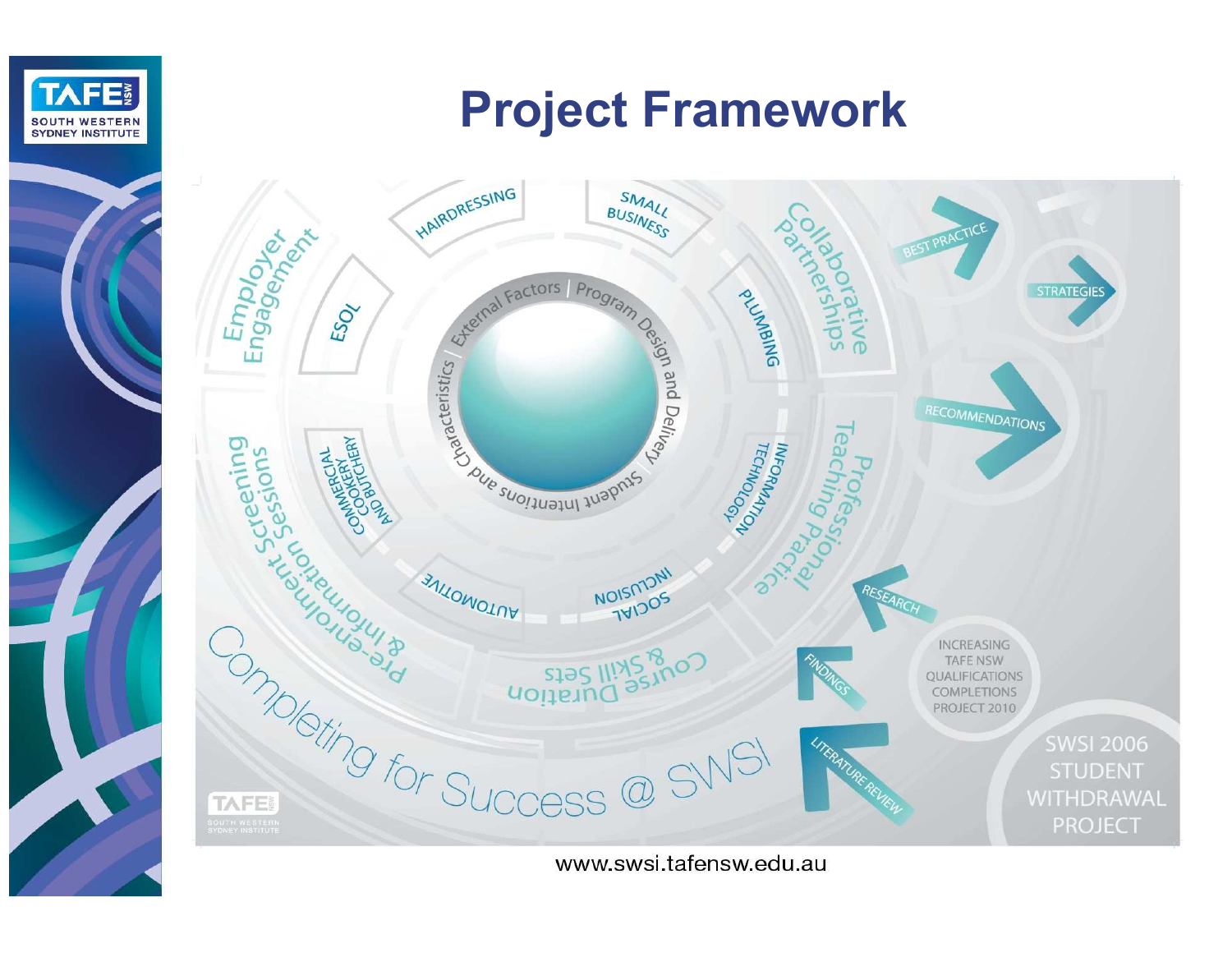# Project Framework

External Factors | Program Design and Delivery | Student Intentions and Characteristics

HAIRDRESSING

SMALL BUSINESS

ESOL

PLUMBING

COMMERCIAL COOKERY AND BUTCHERY

INFORMATION TECHNOLOGY

AUTOMOTIVE

SOCIAL INCLUSION

Employer Engagement

Collaborative Partnerships

Pre-enrolment Screening Sessions

Teaching Professional Practice

Pre-enrolment Information & Screening Sessions

Course Duration & Skill Sets

Completing for Success @ SWSI

BEST PRACTICE

STRATEGIES

RECOMMENDATIONS

RESEARCH

FINDINGS

LITERATURE REVIEW

INCREASING TAFE NSW QUALIFICATIONS COMPLETIONS PROJECT 2010

SWSI 2006 STUDENT WITHDRAWAL PROJECT

www.swsi.tafensw.edu.au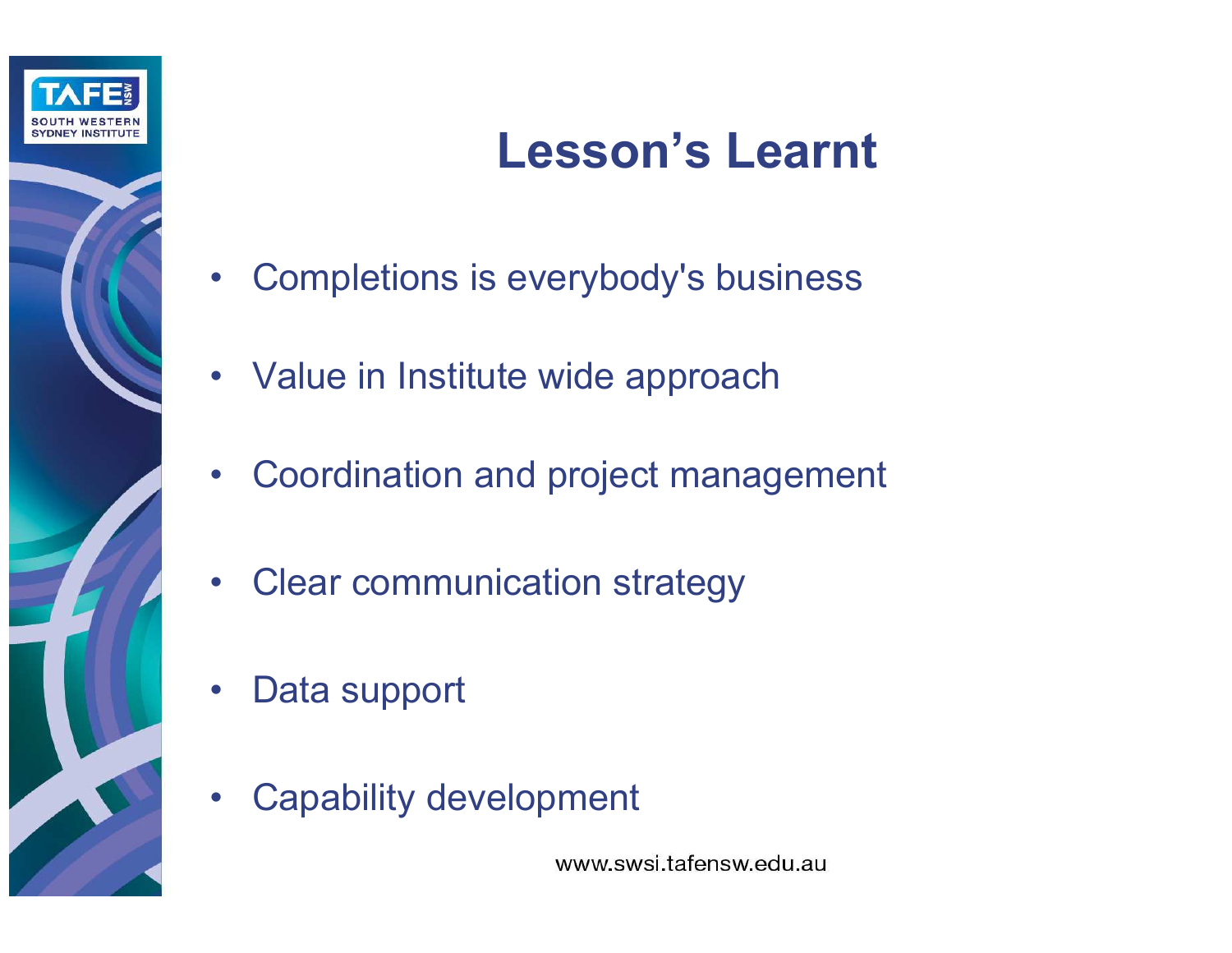# Lesson's Learnt

- Completions is everybody's business
- Value in Institute wide approach
- Coordination and project management
- Clear communication strategy
- Data support
- Capability development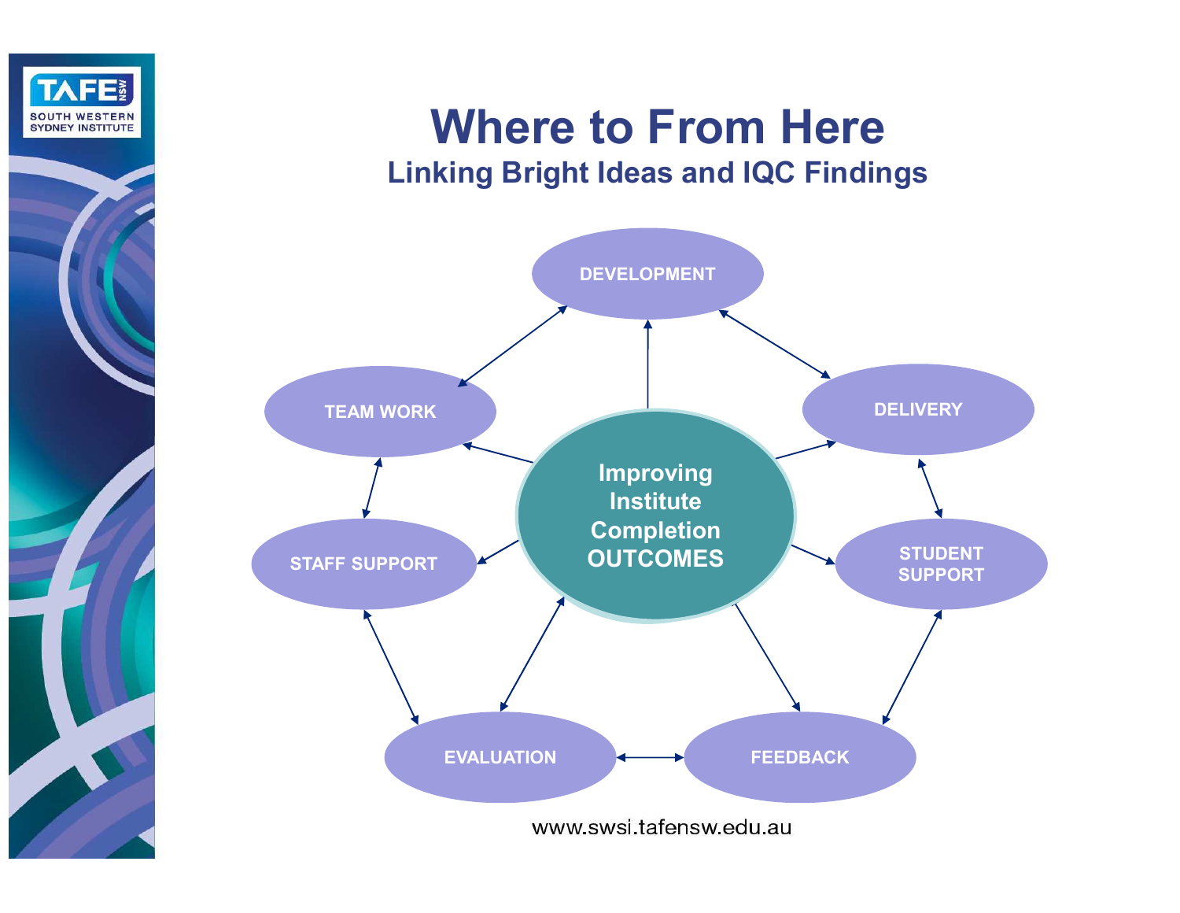# Where to From Here

## Linking Bright Ideas and IQC Findings

Improving Institute Completion OUTCOMES

- DEVELOPMENT
- DELIVERY
- STUDENT SUPPORT
- FEEDBACK
- EVALUATION
- STAFF SUPPORT
- TEAM WORK

www.swsi.tafensw.edu.au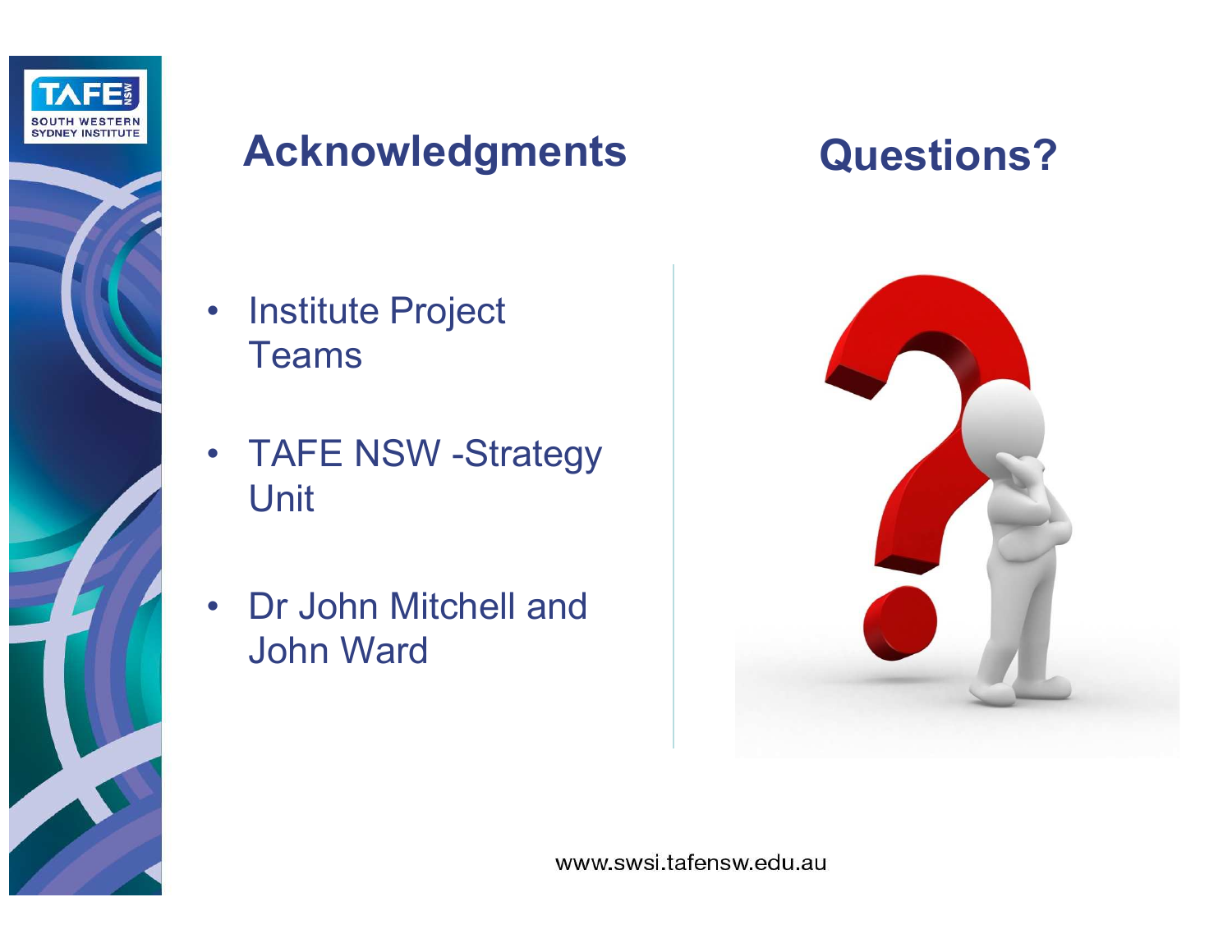## Acknowledgments

- Institute Project Teams
- TAFE NSW -Strategy Unit
- Dr John Mitchell and John Ward

## Questions?

www.swsi.tafensw.edu.au